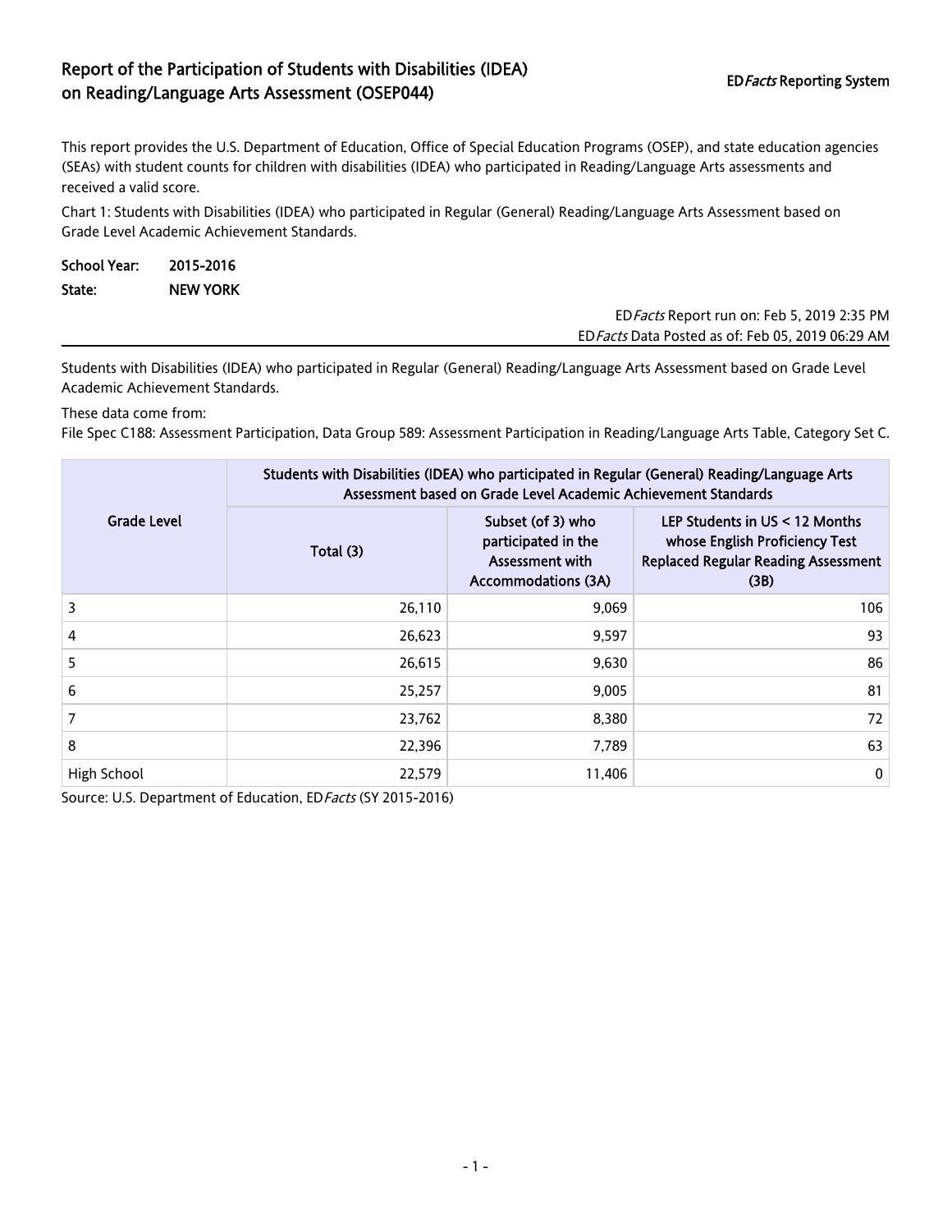# Report of the Participation of Students with Disabilities (IDEA) on Reading/Language Arts Assessment (OSEP044)

ED*Facts* Reporting System

This report provides the U.S. Department of Education, Office of Special Education Programs (OSEP), and state education agencies (SEAs) with student counts for children with disabilities (IDEA) who participated in Reading/Language Arts assessments and received a valid score.

Chart 1: Students with Disabilities (IDEA) who participated in Regular (General) Reading/Language Arts Assessment based on Grade Level Academic Achievement Standards.

**School Year:** 2015-2016

**State:** NEW YORK

ED*Facts* Report run on: Feb 5, 2019 2:35 PM

ED*Facts* Data Posted as of: Feb 05, 2019 06:29 AM

Students with Disabilities (IDEA) who participated in Regular (General) Reading/Language Arts Assessment based on Grade Level Academic Achievement Standards.

These data come from:

File Spec C188: Assessment Participation, Data Group 589: Assessment Participation in Reading/Language Arts Table, Category Set C.

| Grade Level | Students with Disabilities (IDEA) who participated in Regular (General) Reading/Language Arts Assessment based on Grade Level Academic Achievement Standards | | |
|---|---|---|---|
| | Total (3) | Subset (of 3) who participated in the Assessment with Accommodations (3A) | LEP Students in US < 12 Months whose English Proficiency Test Replaced Regular Reading Assessment (3B) |
| 3 | 26,110 | 9,069 | 106 |
| 4 | 26,623 | 9,597 | 93 |
| 5 | 26,615 | 9,630 | 86 |
| 6 | 25,257 | 9,005 | 81 |
| 7 | 23,762 | 8,380 | 72 |
| 8 | 22,396 | 7,789 | 63 |
| High School | 22,579 | 11,406 | 0 |

Source: U.S. Department of Education, ED*Facts* (SY 2015-2016)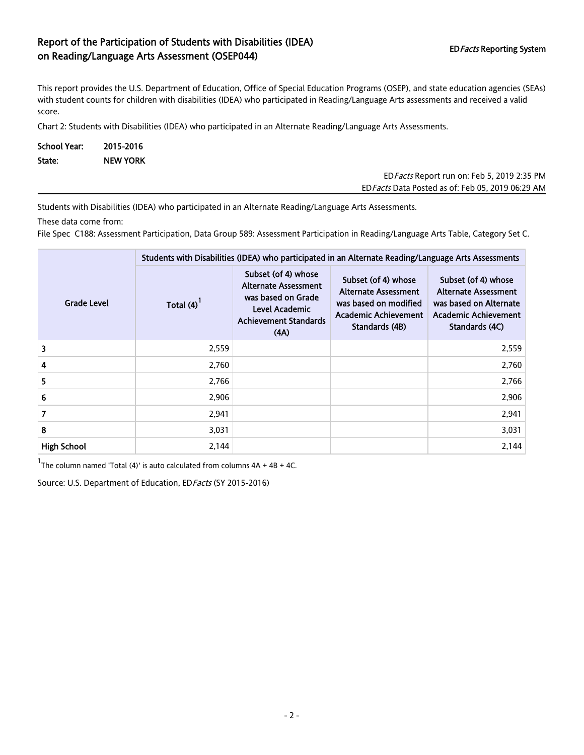# Report of the Participation of Students with Disabilities (IDEA) on Reading/Language Arts Assessment (OSEP044)

ED*Facts* Reporting System

This report provides the U.S. Department of Education, Office of Special Education Programs (OSEP), and state education agencies (SEAs) with student counts for children with disabilities (IDEA) who participated in Reading/Language Arts assessments and received a valid score.

Chart 2: Students with Disabilities (IDEA) who participated in an Alternate Reading/Language Arts Assessments.

**School Year:** 2015-2016
**State:** NEW YORK

ED*Facts* Report run on: Feb 5, 2019 2:35 PM
ED*Facts* Data Posted as of: Feb 05, 2019 06:29 AM

Students with Disabilities (IDEA) who participated in an Alternate Reading/Language Arts Assessments.

These data come from:

File Spec C188: Assessment Participation, Data Group 589: Assessment Participation in Reading/Language Arts Table, Category Set C.

| Grade Level | Students with Disabilities (IDEA) who participated in an Alternate Reading/Language Arts Assessments | | | |
|---|---|---|---|---|
| | Total (4)[1] | Subset (of 4) whose Alternate Assessment was based on Grade Level Academic Achievement Standards (4A) | Subset (of 4) whose Alternate Assessment was based on modified Academic Achievement Standards (4B) | Subset (of 4) whose Alternate Assessment was based on Alternate Academic Achievement Standards (4C) |
| 3 | 2,559 | | | 2,559 |
| 4 | 2,760 | | | 2,760 |
| 5 | 2,766 | | | 2,766 |
| 6 | 2,906 | | | 2,906 |
| 7 | 2,941 | | | 2,941 |
| 8 | 3,031 | | | 3,031 |
| High School | 2,144 | | | 2,144 |

[1] The column named 'Total (4)' is auto calculated from columns 4A + 4B + 4C.

Source: U.S. Department of Education, ED*Facts* (SY 2015-2016)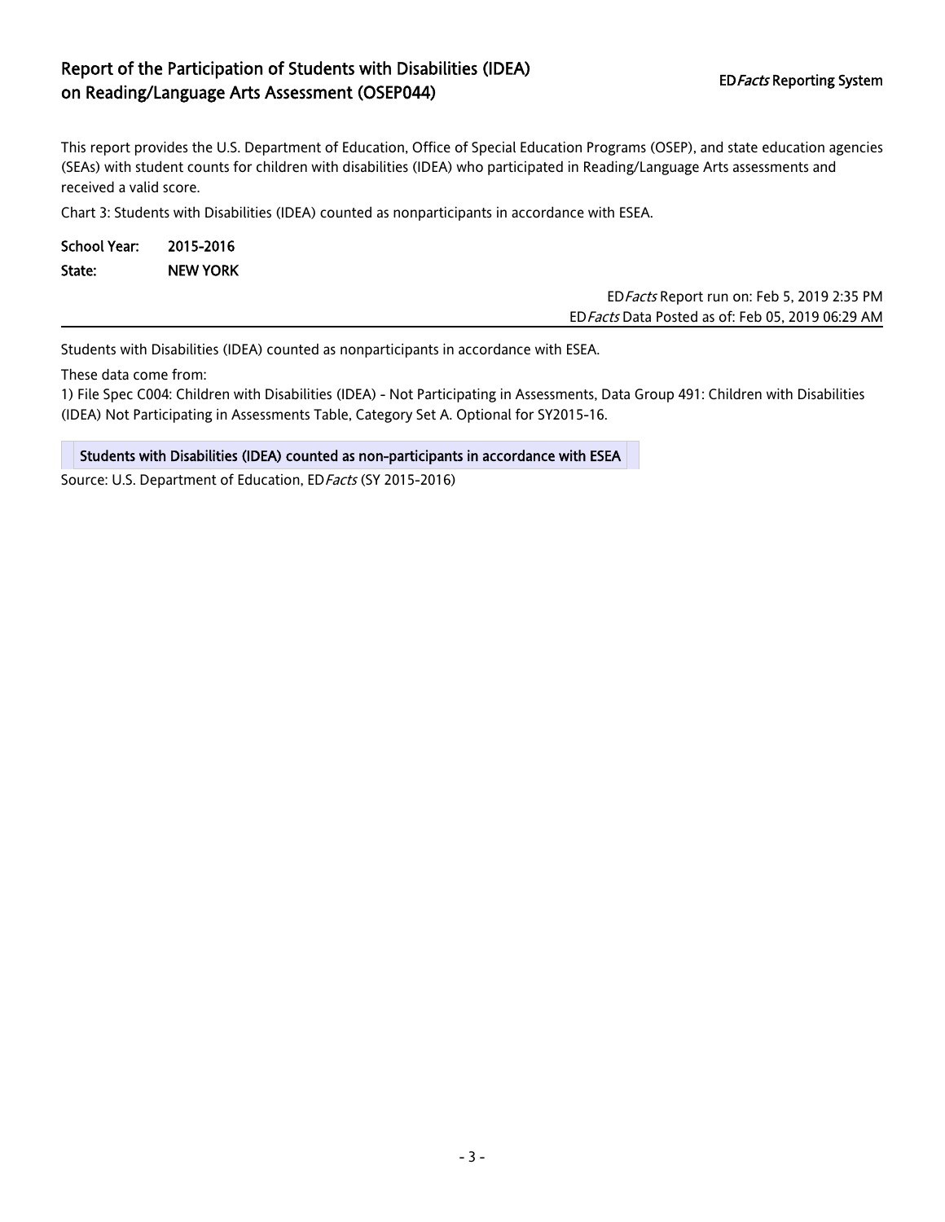# Report of the Participation of Students with Disabilities (IDEA) on Reading/Language Arts Assessment (OSEP044)

ED*Facts* Reporting System

This report provides the U.S. Department of Education, Office of Special Education Programs (OSEP), and state education agencies (SEAs) with student counts for children with disabilities (IDEA) who participated in Reading/Language Arts assessments and received a valid score.

Chart 3: Students with Disabilities (IDEA) counted as nonparticipants in accordance with ESEA.

**School Year:** 2015-2016

**State:** NEW YORK

ED*Facts* Report run on: Feb 5, 2019 2:35 PM

ED*Facts* Data Posted as of: Feb 05, 2019 06:29 AM

Students with Disabilities (IDEA) counted as nonparticipants in accordance with ESEA.

These data come from:

1) File Spec C004: Children with Disabilities (IDEA) - Not Participating in Assessments, Data Group 491: Children with Disabilities (IDEA) Not Participating in Assessments Table, Category Set A. Optional for SY2015-16.

| Students with Disabilities (IDEA) counted as non-participants in accordance with ESEA |
| --- |

Source: U.S. Department of Education, ED*Facts* (SY 2015-2016)